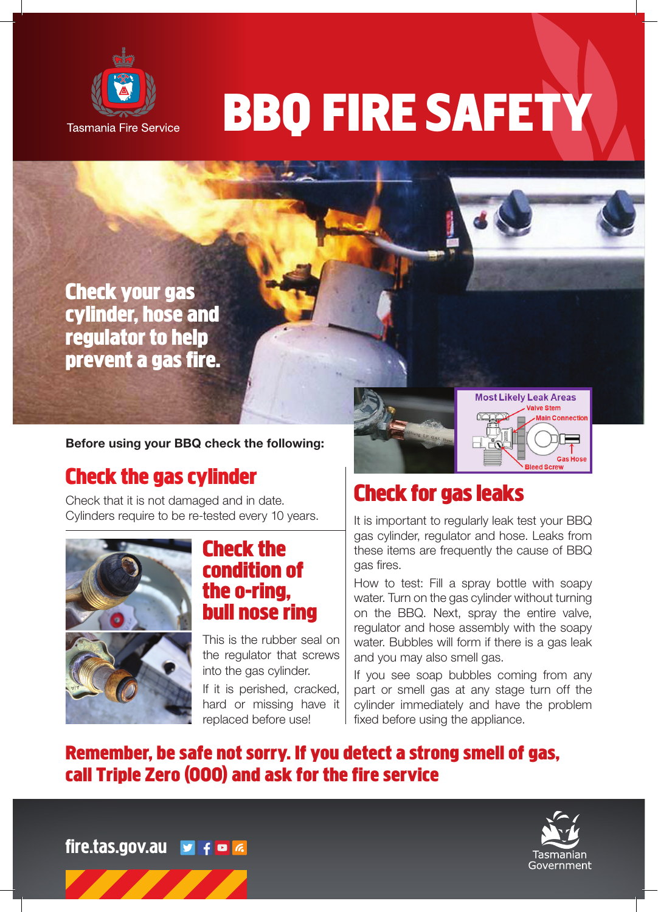Tasmania Fire Service

# BBQ FIRE SAFETY

**Check your gas cylinder, hose and regulator to help prevent a gas fire.**

**Before using your BBQ check the following:**

## Check the gas cylinder

Check that it is not damaged and in date.
Cylinders require to be re-tested every 10 years.

## Check the condition of the o-ring, bull nose ring

This is the rubber seal on the regulator that screws into the gas cylinder.

If it is perished, cracked, hard or missing have it replaced before use!

Most Likely Leak Areas: Valve Stem, Main Connection, Gas Hose, Bleed Screw

## Check for gas leaks

It is important to regularly leak test your BBQ gas cylinder, regulator and hose. Leaks from these items are frequently the cause of BBQ gas fires.

How to test: Fill a spray bottle with soapy water. Turn on the gas cylinder without turning on the BBQ. Next, spray the entire valve, regulator and hose assembly with the soapy water. Bubbles will form if there is a gas leak and you may also smell gas.

If you see soap bubbles coming from any part or smell gas at any stage turn off the cylinder immediately and have the problem fixed before using the appliance.

**Remember, be safe not sorry. If you detect a strong smell of gas, call Triple Zero (000) and ask for the fire service**

fire.tas.gov.au

Tasmanian Government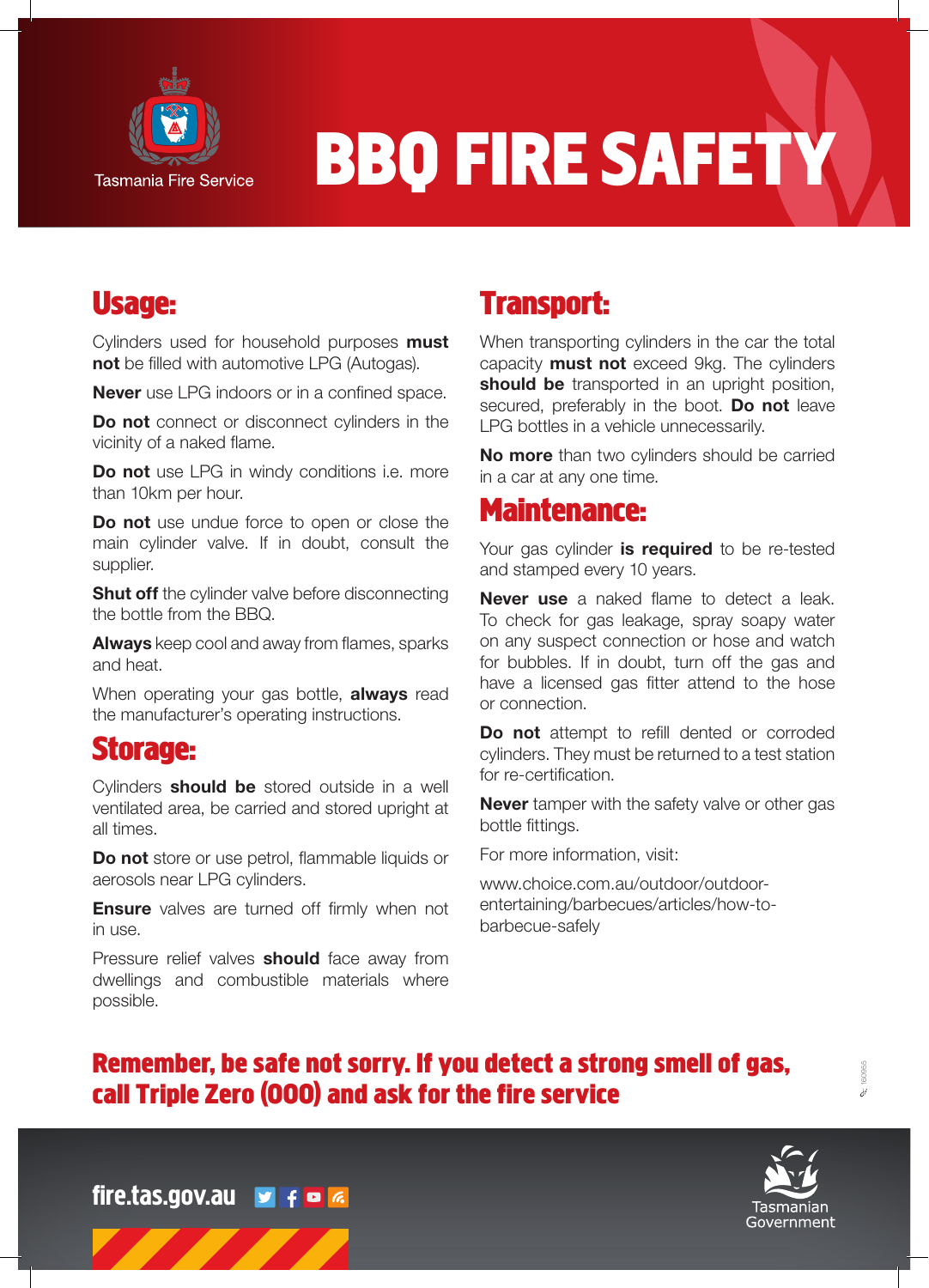Tasmania Fire Service

# BBQ FIRE SAFETY

## Usage:

Cylinders used for household purposes **must not** be filled with automotive LPG (Autogas).

**Never** use LPG indoors or in a confined space.

**Do not** connect or disconnect cylinders in the vicinity of a naked flame.

**Do not** use LPG in windy conditions i.e. more than 10km per hour.

**Do not** use undue force to open or close the main cylinder valve. If in doubt, consult the supplier.

**Shut off** the cylinder valve before disconnecting the bottle from the BBQ.

**Always** keep cool and away from flames, sparks and heat.

When operating your gas bottle, **always** read the manufacturer's operating instructions.

## Storage:

Cylinders **should be** stored outside in a well ventilated area, be carried and stored upright at all times.

**Do not** store or use petrol, flammable liquids or aerosols near LPG cylinders.

**Ensure** valves are turned off firmly when not in use.

Pressure relief valves **should** face away from dwellings and combustible materials where possible.

## Transport:

When transporting cylinders in the car the total capacity **must not** exceed 9kg. The cylinders **should be** transported in an upright position, secured, preferably in the boot. **Do not** leave LPG bottles in a vehicle unnecessarily.

**No more** than two cylinders should be carried in a car at any one time.

## Maintenance:

Your gas cylinder **is required** to be re-tested and stamped every 10 years.

**Never use** a naked flame to detect a leak. To check for gas leakage, spray soapy water on any suspect connection or hose and watch for bubbles. If in doubt, turn off the gas and have a licensed gas fitter attend to the hose or connection.

**Do not** attempt to refill dented or corroded cylinders. They must be returned to a test station for re-certification.

**Never** tamper with the safety valve or other gas bottle fittings.

For more information, visit:

www.choice.com.au/outdoor/outdoor-entertaining/barbecues/articles/how-to-barbecue-safely

**Remember, be safe not sorry. If you detect a strong smell of gas, call Triple Zero (000) and ask for the fire service**

fire.tas.gov.au

Tasmanian Government